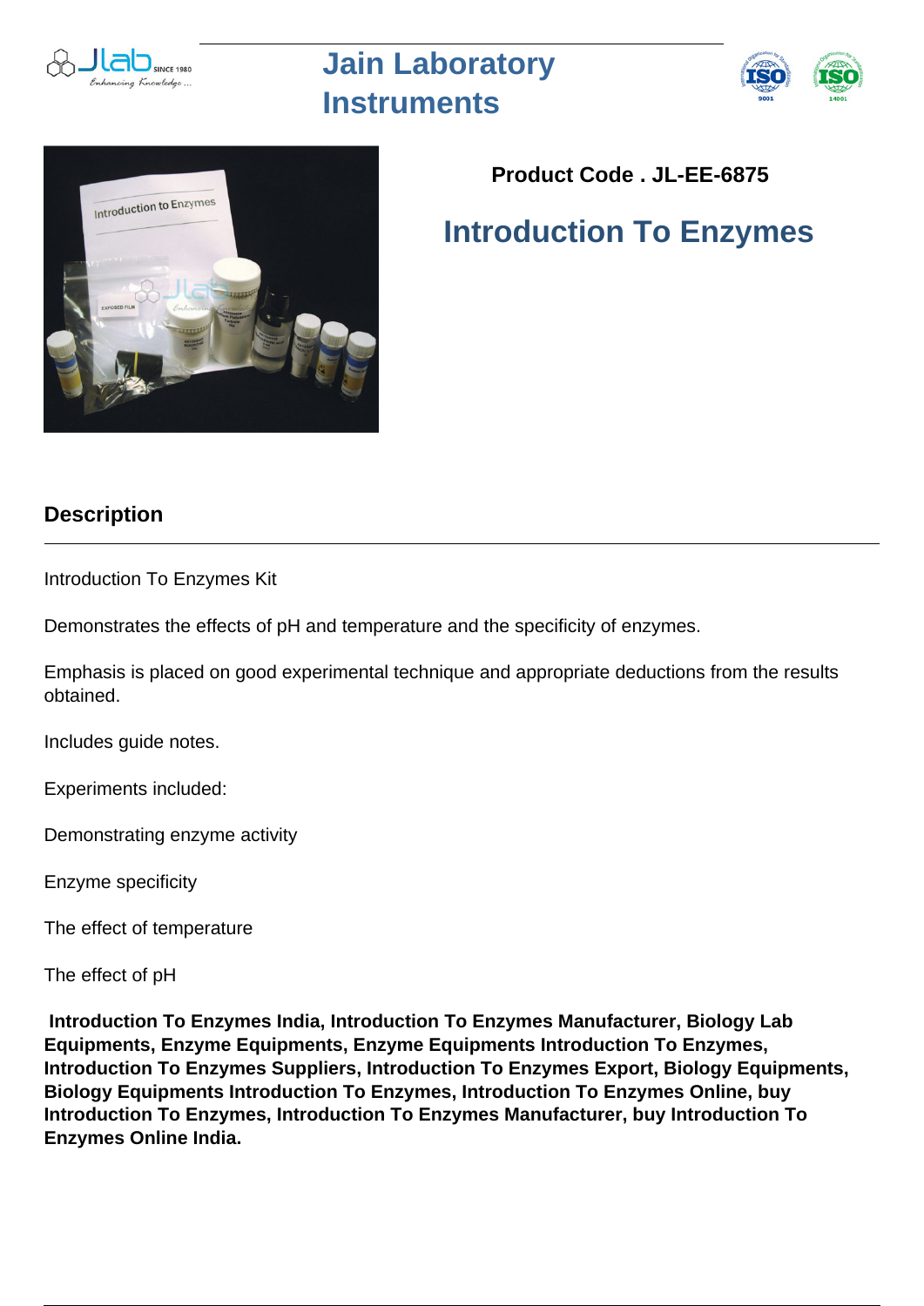# Jain Laboratory Instruments

**Product Code . JL-EE-6875**

## Introduction To Enzymes

### Description

Introduction To Enzymes Kit

Demonstrates the effects of pH and temperature and the specificity of enzymes.

Emphasis is placed on good experimental technique and appropriate deductions from the results obtained.

Includes guide notes.

Experiments included:

Demonstrating enzyme activity

Enzyme specificity

The effect of temperature

The effect of pH

**Introduction To Enzymes India, Introduction To Enzymes Manufacturer, Biology Lab Equipments, Enzyme Equipments, Enzyme Equipments Introduction To Enzymes, Introduction To Enzymes Suppliers, Introduction To Enzymes Export, Biology Equipments, Biology Equipments Introduction To Enzymes, Introduction To Enzymes Online, buy Introduction To Enzymes, Introduction To Enzymes Manufacturer, buy Introduction To Enzymes Online India.**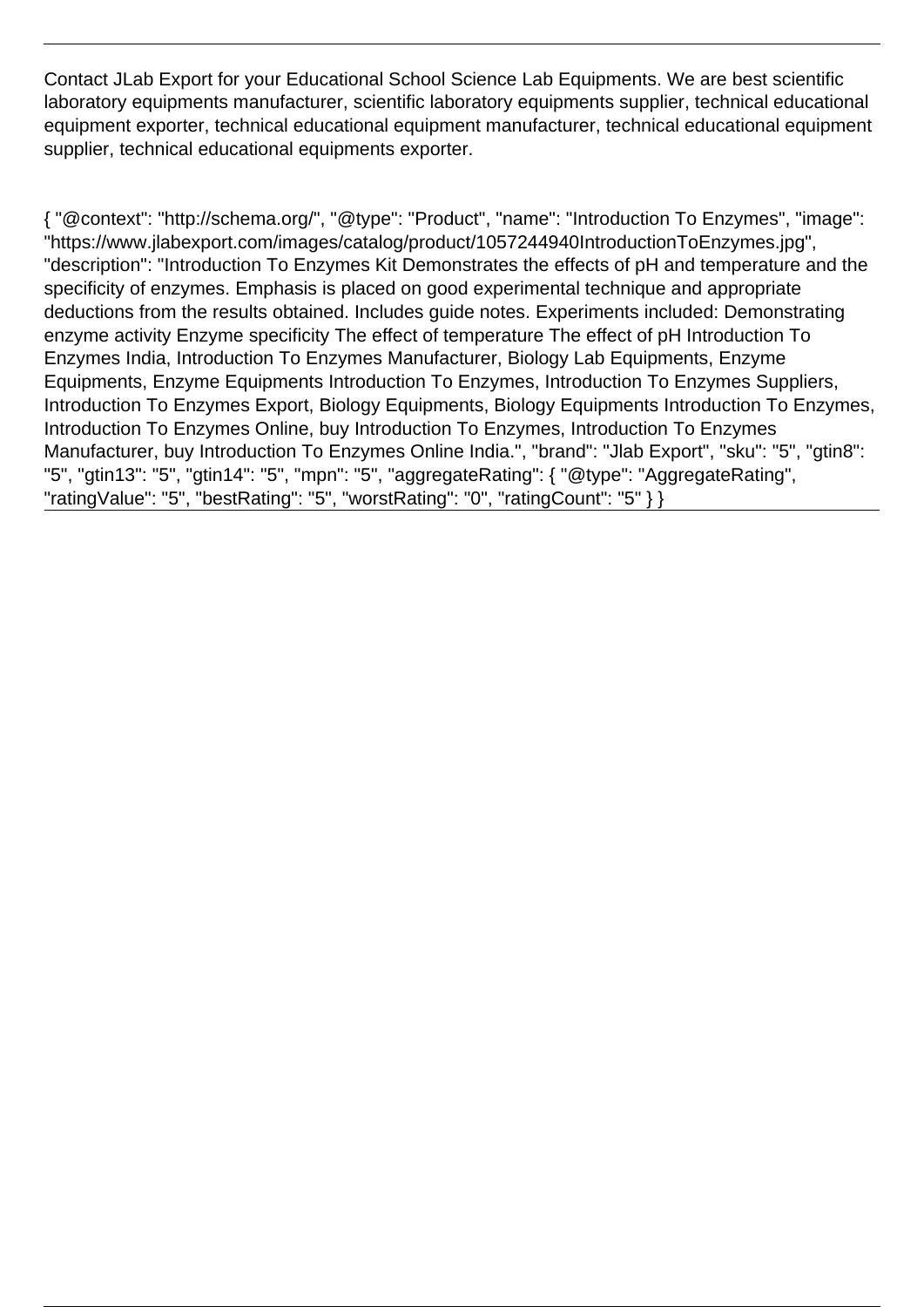Contact JLab Export for your Educational School Science Lab Equipments. We are best scientific laboratory equipments manufacturer, scientific laboratory equipments supplier, technical educational equipment exporter, technical educational equipment manufacturer, technical educational equipment supplier, technical educational equipments exporter.

{ "@context": "http://schema.org/", "@type": "Product", "name": "Introduction To Enzymes", "image": "https://www.jlabexport.com/images/catalog/product/1057244940IntroductionToEnzymes.jpg", "description": "Introduction To Enzymes Kit Demonstrates the effects of pH and temperature and the specificity of enzymes. Emphasis is placed on good experimental technique and appropriate deductions from the results obtained. Includes guide notes. Experiments included: Demonstrating enzyme activity Enzyme specificity The effect of temperature The effect of pH Introduction To Enzymes India, Introduction To Enzymes Manufacturer, Biology Lab Equipments, Enzyme Equipments, Enzyme Equipments Introduction To Enzymes, Introduction To Enzymes Suppliers, Introduction To Enzymes Export, Biology Equipments, Biology Equipments Introduction To Enzymes, Introduction To Enzymes Online, buy Introduction To Enzymes, Introduction To Enzymes Manufacturer, buy Introduction To Enzymes Online India.", "brand": "Jlab Export", "sku": "5", "gtin8": "5", "gtin13": "5", "gtin14": "5", "mpn": "5", "aggregateRating": { "@type": "AggregateRating", "ratingValue": "5", "bestRating": "5", "worstRating": "0", "ratingCount": "5" } }